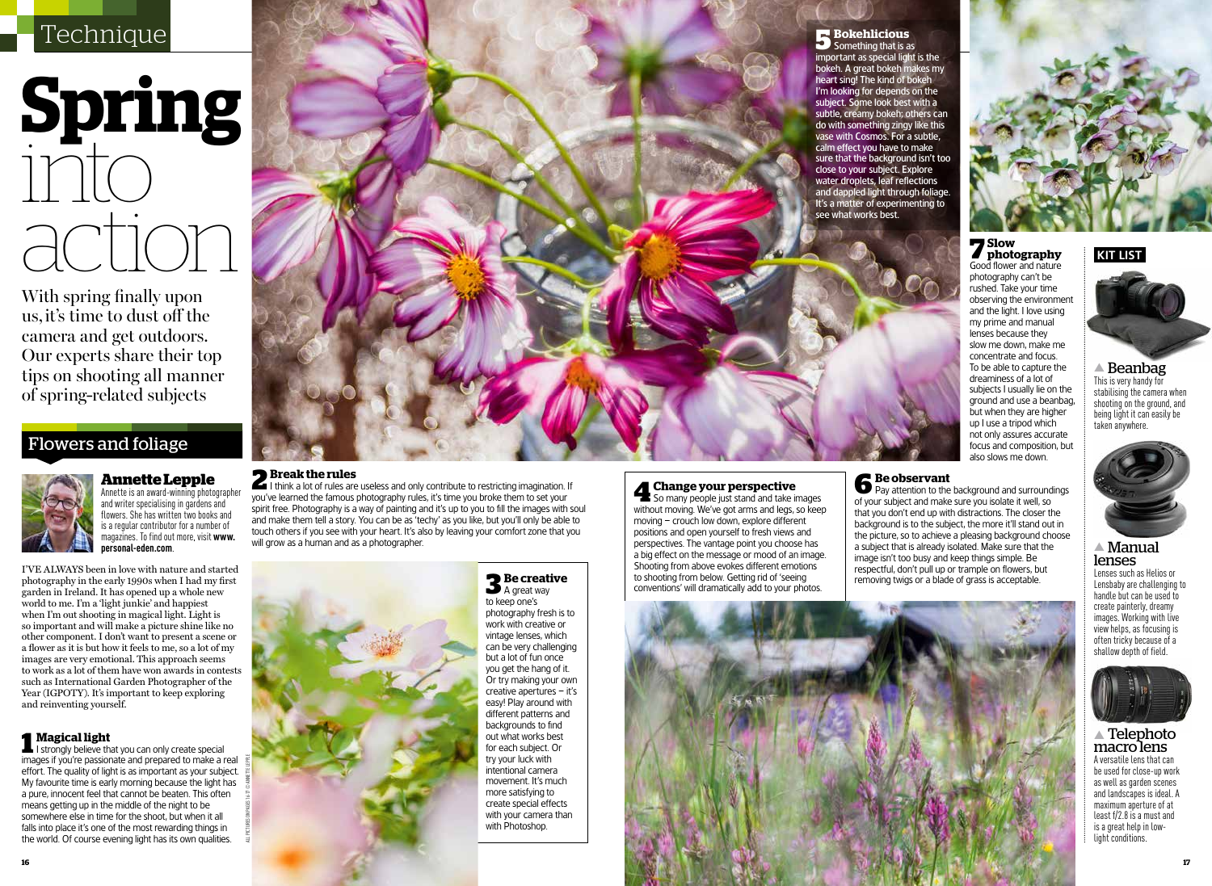Technique

# Spring into action

With spring finally upon us, it's time to dust off the camera and get outdoors. Our experts share their top tips on shooting all manner of spring-related subjects

## Flowers and foliage

### Annette Lepple

Annette is an award-winning photographer and writer specialising in gardens and flowers. She has written two books and is a regular contributor for a number of magazines. To find out more, visit **www.personal-eden.com**.

I'VE ALWAYS been in love with nature and started photography in the early 1990s when I had my first garden in Ireland. It has opened up a whole new world to me. I'm a 'light junkie' and happiest when I'm out shooting in magical light. Light is so important and will make a picture shine like no other component. I don't want to present a scene or a flower as it is but how it feels to me, so a lot of my images are very emotional. This approach seems to work as a lot of them have won awards in contests such as International Garden Photographer of the Year (IGPOTY). It's important to keep exploring and reinventing yourself.

### 1 Magical light

I strongly believe that you can only create special images if you're passionate and prepared to make a real effort. The quality of light is as important as your subject. My favourite time is early morning because the light has a pure, innocent feel that cannot be beaten. This often means getting up in the middle of the night to be somewhere else in time for the shoot, but when it all falls into place it's one of the most rewarding things in the world. Of course evening light has its own qualities.

### 2 Break the rules

I think a lot of rules are useless and only contribute to restricting imagination. If you've learned the famous photography rules, it's time you broke them to set your spirit free. Photography is a way of painting and it's up to you to fill the images with soul and make them tell a story. You can be as 'techy' as you like, but you'll only be able to touch others if you see with your heart. It's also by leaving your comfort zone that you will grow as a human and as a photographer.

### 3 Be creative

A great way to keep one's photography fresh is to work with creative or vintage lenses, which can be very challenging but a lot of fun once you get the hang of it. Or try making your own creative apertures – it's easy! Play around with different patterns and backgrounds to find out what works best for each subject. Or try your luck with intentional camera movement. It's much more satisfying to create special effects with your camera than with Photoshop.

### 4 Change your perspective

So many people just stand and take images without moving. We've got arms and legs, so keep moving – crouch low down, explore different positions and open yourself to fresh views and perspectives. The vantage point you choose has a big effect on the message or mood of an image. Shooting from above evokes different emotions to shooting from below. Getting rid of 'seeing conventions' will dramatically add to your photos.

### 5 Bokehlicious

Something that is as important as special light is the bokeh. A great bokeh makes my heart sing! The kind of bokeh I'm looking for depends on the subject. Some look best with a subtle, creamy bokeh; others can do with something zingy like this vase with Cosmos. For a subtle, calm effect you have to make sure that the background isn't too close to your subject. Explore water droplets, leaf reflections and dappled light through foliage. It's a matter of experimenting to see what works best.

### 6 Be observant

Pay attention to the background and surroundings of your subject and make sure you isolate it well, so that you don't end up with distractions. The closer the background is to the subject, the more it'll stand out in the picture, so to achieve a pleasing background choose a subject that is already isolated. Make sure that the image isn't too busy and keep things simple. Be respectful, don't pull up or trample on flowers, but removing twigs or a blade of grass is acceptable.

### 7 Slow photography

Good flower and nature photography can't be rushed. Take your time observing the environment and the light. I love using my prime and manual lenses because they slow me down, make me concentrate and focus. To be able to capture the dreaminess of a lot of subjects I usually lie on the ground and use a beanbag, but when they are higher up I use a tripod which not only assures accurate focus and composition, but also slows me down.

ALL PICTURES ON PAGES 16-17 © ANNETTE LEPPLE

## KIT LIST

**Beanbag**
This is very handy for stabilising the camera when shooting on the ground, and being light it can easily be taken anywhere.

**Manual lenses**
Lenses such as Helios or Lensbaby are challenging to handle but can be used to create painterly, dreamy images. Working with live view helps, as focusing is often tricky because of a shallow depth of field.

**Telephoto macro lens**
A versatile lens that can be used for close-up work as well as garden scenes and landscapes is ideal. A maximum aperture of at least f/2.8 is a must and is a great help in low-light conditions.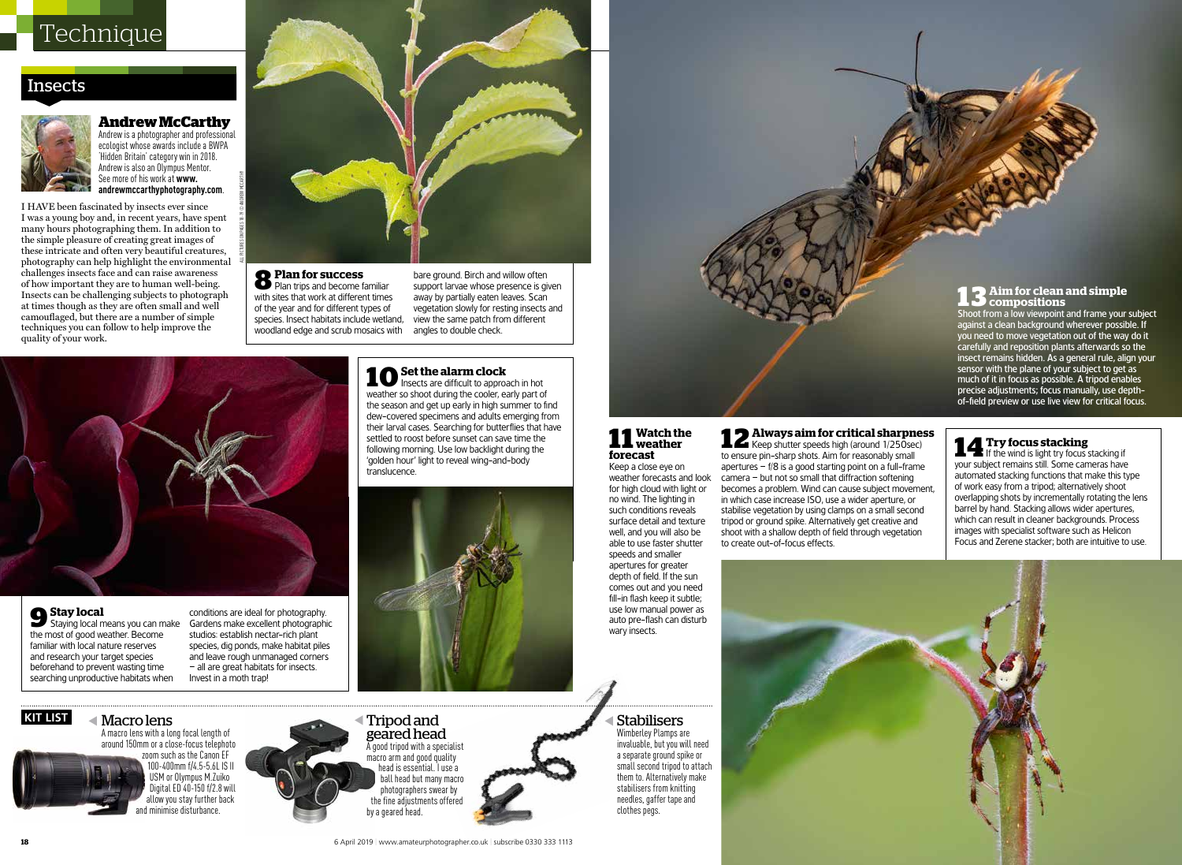# Technique

## Insects

### Andrew McCarthy

Andrew is a photographer and professional ecologist whose awards include a BWPA 'Hidden Britain' category win in 2018. Andrew is also an Olympus Mentor. See more of his work at **www.andrewmccarthyphotography.com**.

I HAVE been fascinated by insects ever since I was a young boy and, in recent years, have spent many hours photographing them. In addition to the simple pleasure of creating great images of these intricate and often very beautiful creatures, photography can help highlight the environmental challenges insects face and can raise awareness of how important they are to human well-being. Insects can be challenging subjects to photograph at times though as they are often small and well camouflaged, but there are a number of simple techniques you can follow to help improve the quality of your work.

ALL PICTURES ON PAGES 18-19 © ANDREW MCCARTHY

### 8 Plan for success

Plan trips and become familiar with sites that work at different times of the year and for different types of species. Insect habitats include wetland, woodland edge and scrub mosaics with bare ground. Birch and willow often support larvae whose presence is given away by partially eaten leaves. Scan vegetation slowly for resting insects and view the same patch from different angles to double check.

### 9 Stay local

Staying local means you can make the most of good weather. Become familiar with local nature reserves and research your target species beforehand to prevent wasting time searching unproductive habitats when conditions are ideal for photography. Gardens make excellent photographic studios: establish nectar-rich plant species, dig ponds, make habitat piles and leave rough unmanaged corners – all are great habitats for insects. Invest in a moth trap!

### 10 Set the alarm clock

Insects are difficult to approach in hot weather so shoot during the cooler, early part of the season and get up early in high summer to find dew-covered specimens and adults emerging from their larval cases. Searching for butterflies that have settled to roost before sunset can save time the following morning. Use low backlight during the 'golden hour' light to reveal wing-and-body translucence.

### 11 Watch the weather forecast

Keep a close eye on weather forecasts and look for high cloud with light or no wind. The lighting in such conditions reveals surface detail and texture well, and you will also be able to use faster shutter speeds and smaller apertures for greater depth of field. If the sun comes out and you need fill-in flash keep it subtle; use low manual power as auto pre-flash can disturb wary insects.

### 12 Always aim for critical sharpness

Keep shutter speeds high (around 1/250sec) to ensure pin-sharp shots. Aim for reasonably small apertures – f/8 is a good starting point on a full-frame camera – but not so small that diffraction softening becomes a problem. Wind can cause subject movement, in which case increase ISO, use a wider aperture, or stabilise vegetation by using clamps on a small second tripod or ground spike. Alternatively get creative and shoot with a shallow depth of field through vegetation to create out-of-focus effects.

### 13 Aim for clean and simple compositions

Shoot from a low viewpoint and frame your subject against a clean background wherever possible. If you need to move vegetation out of the way do it carefully and reposition plants afterwards so the insect remains hidden. As a general rule, align your sensor with the plane of your subject to get as much of it in focus as possible. A tripod enables precise adjustments; focus manually, use depth-of-field preview or use live view for critical focus.

### 14 Try focus stacking

If the wind is light try focus stacking if your subject remains still. Some cameras have automated stacking functions that make this type of work easy from a tripod; alternatively shoot overlapping shots by incrementally rotating the lens barrel by hand. Stacking allows wider apertures, which can result in cleaner backgrounds. Process images with specialist software such as Helicon Focus and Zerene stacker; both are intuitive to use.

## KIT LIST

### Macro lens

A macro lens with a long focal length of around 150mm or a close-focus telephoto zoom such as the Canon EF 100-400mm f/4.5-5.6L IS II USM or Olympus M.Zuiko Digital ED 40-150 f/2.8 will allow you stay further back and minimise disturbance.

### Tripod and geared head

A good tripod with a specialist macro arm and good quality head is essential. I use a ball head but many macro photographers swear by the fine adjustments offered by a geared head.

### Stabilisers

Wimberley Plamps are invaluable, but you will need a separate ground spike or small second tripod to attach them to. Alternatively make stabilisers from knitting needles, gaffer tape and clothes pegs.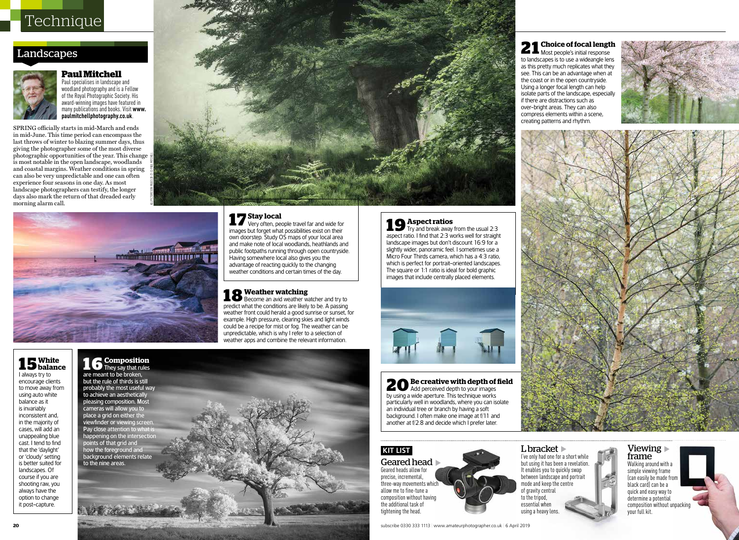# Technique

## Landscapes

### Paul Mitchell

Paul specialises in landscape and woodland photography and is a Fellow of the Royal Photographic Society. His award-winning images have featured in many publications and books. Visit **www.paulmitchellphotography.co.uk**.

SPRING officially starts in mid-March and ends in mid-June. This time period can encompass the last throws of winter to blazing summer days, thus giving the photographer some of the most diverse photographic opportunities of the year. This change is most notable in the open landscape, woodlands and coastal margins. Weather conditions in spring can also be very unpredictable and one can often experience four seasons in one day. As most landscape photographers can testify, the longer days also mark the return of that dreaded early morning alarm call.

ALL PICTURES ON PAGES 18–21 © PAUL MITCHELL

### 15 White balance

I always try to encourage clients to move away from using auto white balance as it is invariably inconsistent and, in the majority of cases, will add an unappealing blue cast. I tend to find that the 'daylight' or 'cloudy' setting is better suited for landscapes. Of course if you are shooting raw, you always have the option to change it post-capture.

### 16 Composition

They say that rules are meant to be broken, but the rule of thirds is still probably the most useful way to achieve an aesthetically pleasing composition. Most cameras will allow you to place a grid on either the viewfinder or viewing screen. Pay close attention to what is happening on the intersection points of that grid and how the foreground and background elements relate to the nine areas.

### 17 Stay local

Very often, people travel far and wide for images but forget what possibilities exist on their own doorstep. Study OS maps of your local area and make note of local woodlands, heathlands and public footpaths running through open countryside. Having somewhere local also gives you the advantage of reacting quickly to the changing weather conditions and certain times of the day.

### 18 Weather watching

Become an avid weather watcher and try to predict what the conditions are likely to be. A passing weather front could herald a good sunrise or sunset, for example. High pressure, clearing skies and light winds could be a recipe for mist or fog. The weather can be unpredictable, which is why I refer to a selection of weather apps and combine the relevant information.

### 19 Aspect ratios

Try and break away from the usual 2:3 aspect ratio. I find that 2:3 works well for straight landscape images but don't discount 16:9 for a slightly wider, panoramic feel. I sometimes use a Micro Four Thirds camera, which has a 4:3 ratio, which is perfect for portrait-oriented landscapes. The square or 1:1 ratio is ideal for bold graphic images that include centrally placed elements.

### 20 Be creative with depth of field

Add perceived depth to your images by using a wide aperture. This technique works particularly well in woodlands, where you can isolate an individual tree or branch by having a soft background. I often make one image at f/11 and another at f/2.8 and decide which I prefer later.

### 21 Choice of focal length

Most people's initial response to landscapes is to use a wideangle lens as this pretty much replicates what they see. This can be an advantage when at the coast or in the open countryside. Using a longer focal length can help isolate parts of the landscape, especially if there are distractions such as over-bright areas. They can also compress elements within a scene, creating patterns and rhythm.

## KIT LIST

### Geared head

Geared heads allow for precise, incremental, three-way movements which allow me to fine-tune a composition without having the additional task of tightening the head.

### L bracket

I've only had one for a short while but using it has been a revelation. It enables you to quickly swap between landscape and portrait mode and keep the centre of gravity central to the tripod, essential when using a heavy lens.

### Viewing frame

Walking around with a simple viewing frame (can easily be made from black card) can be a quick and easy way to determine a potential composition without unpacking your full kit.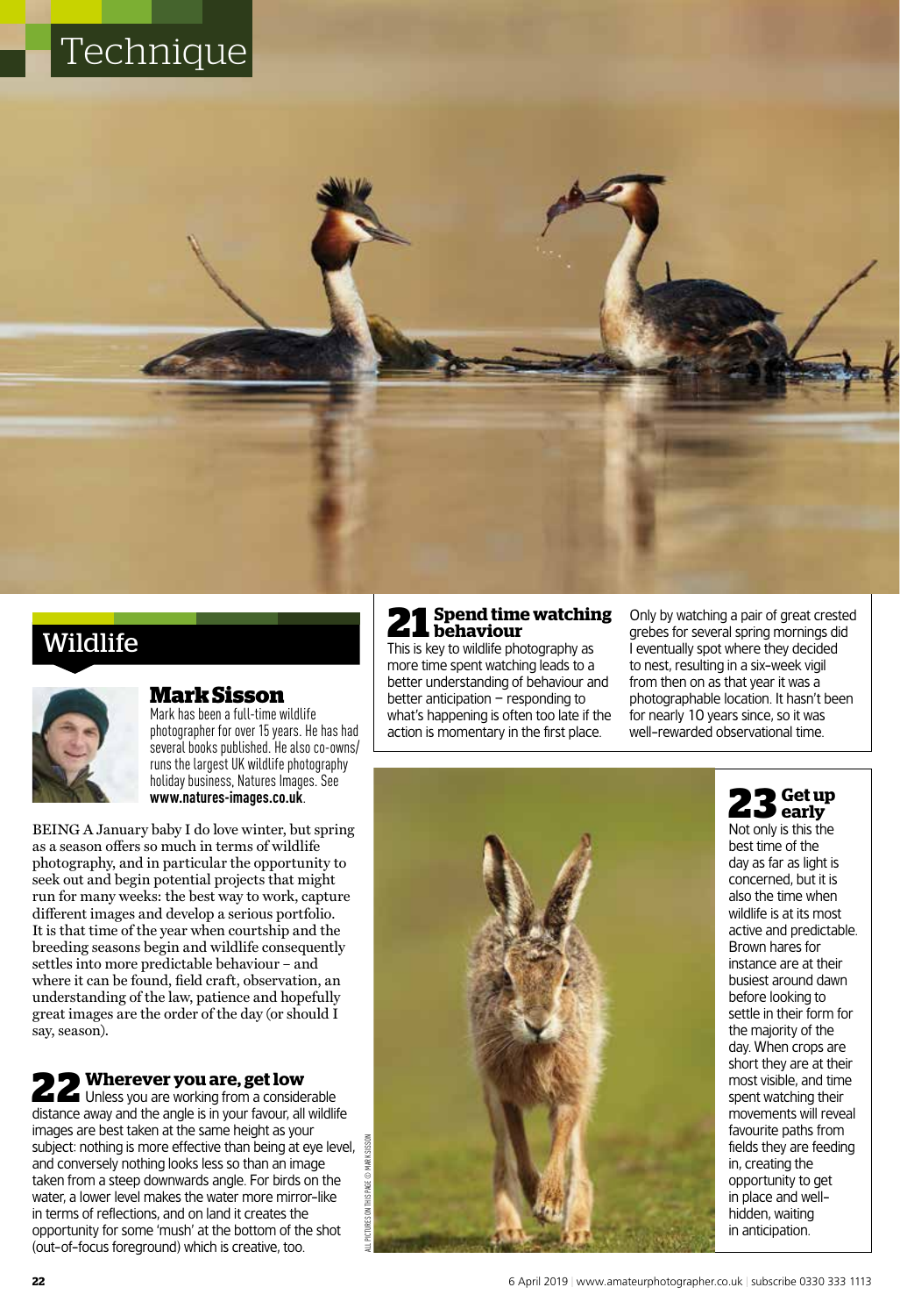# Technique

## Wildlife

### Mark Sisson

Mark has been a full-time wildlife photographer for over 15 years. He has had several books published. He also co-owns/runs the largest UK wildlife photography holiday business, Natures Images. See **www.natures-images.co.uk**.

BEING A January baby I do love winter, but spring as a season offers so much in terms of wildlife photography, and in particular the opportunity to seek out and begin potential projects that might run for many weeks: the best way to work, capture different images and develop a serious portfolio. It is that time of the year when courtship and the breeding seasons begin and wildlife consequently settles into more predictable behaviour – and where it can be found, field craft, observation, an understanding of the law, patience and hopefully great images are the order of the day (or should I say, season).

### 21 Spend time watching behaviour

This is key to wildlife photography as more time spent watching leads to a better understanding of behaviour and better anticipation – responding to what's happening is often too late if the action is momentary in the first place.

Only by watching a pair of great crested grebes for several spring mornings did I eventually spot where they decided to nest, resulting in a six-week vigil from then on as that year it was a photographable location. It hasn't been for nearly 10 years since, so it was well-rewarded observational time.

### 22 Wherever you are, get low

Unless you are working from a considerable distance away and the angle is in your favour, all wildlife images are best taken at the same height as your subject: nothing is more effective than being at eye level, and conversely nothing looks less so than an image taken from a steep downwards angle. For birds on the water, a lower level makes the water more mirror-like in terms of reflections, and on land it creates the opportunity for some 'mush' at the bottom of the shot (out-of-focus foreground) which is creative, too.

### 23 Get up early

Not only is this the best time of the day as far as light is concerned, but it is also the time when wildlife is at its most active and predictable. Brown hares for instance are at their busiest around dawn before looking to settle in their form for the majority of the day. When crops are short they are at their most visible, and time spent watching their movements will reveal favourite paths from fields they are feeding in, creating the opportunity to get in place and well-hidden, waiting in anticipation.

ALL PICTURES ON THIS PAGE © MARK SISSON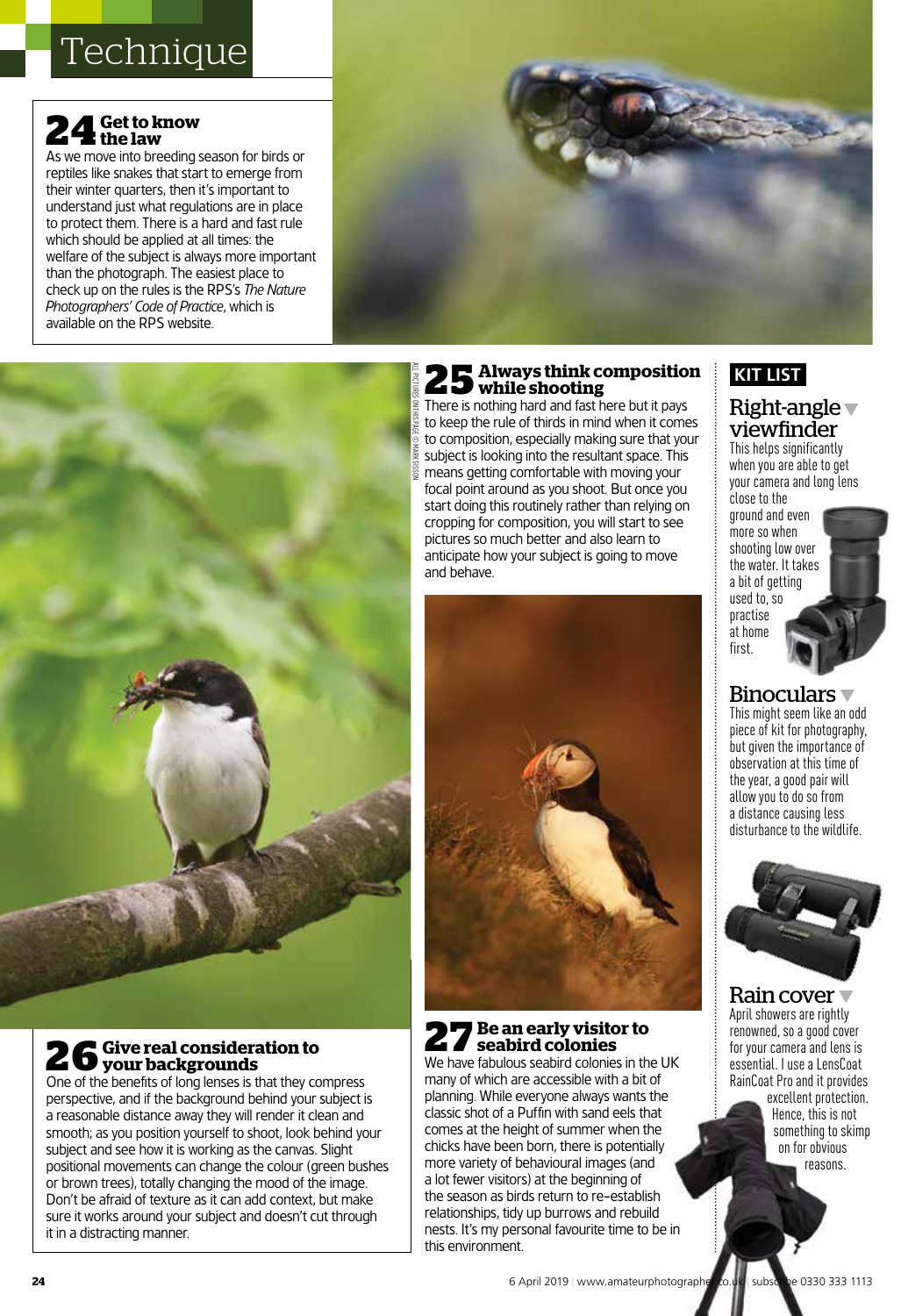# Technique

## 24 Get to know the law

As we move into breeding season for birds or reptiles like snakes that start to emerge from their winter quarters, then it's important to understand just what regulations are in place to protect them. There is a hard and fast rule which should be applied at all times: the welfare of the subject is always more important than the photograph. The easiest place to check up on the rules is the RPS's *The Nature Photographers' Code of Practice*, which is available on the RPS website.

ALL PICTURES ON THIS PAGE © MARK SISSON

## 25 Always think composition while shooting

There is nothing hard and fast here but it pays to keep the rule of thirds in mind when it comes to composition, especially making sure that your subject is looking into the resultant space. This means getting comfortable with moving your focal point around as you shoot. But once you start doing this routinely rather than relying on cropping for composition, you will start to see pictures so much better and also learn to anticipate how your subject is going to move and behave.

## 26 Give real consideration to your backgrounds

One of the benefits of long lenses is that they compress perspective, and if the background behind your subject is a reasonable distance away they will render it clean and smooth; as you position yourself to shoot, look behind your subject and see how it is working as the canvas. Slight positional movements can change the colour (green bushes or brown trees), totally changing the mood of the image. Don't be afraid of texture as it can add context, but make sure it works around your subject and doesn't cut through it in a distracting manner.

## 27 Be an early visitor to seabird colonies

We have fabulous seabird colonies in the UK many of which are accessible with a bit of planning. While everyone always wants the classic shot of a Puffin with sand eels that comes at the height of summer when the chicks have been born, there is potentially more variety of behavioural images (and a lot fewer visitors) at the beginning of the season as birds return to re-establish relationships, tidy up burrows and rebuild nests. It's my personal favourite time to be in this environment.

## KIT LIST

### Right-angle viewfinder

This helps significantly when you are able to get your camera and long lens close to the ground and even more so when shooting low over the water. It takes a bit of getting used to, so practise at home first.

### Binoculars

This might seem like an odd piece of kit for photography, but given the importance of observation at this time of the year, a good pair will allow you to do so from a distance causing less disturbance to the wildlife.

### Rain cover

April showers are rightly renowned, so a good cover for your camera and lens is essential. I use a LensCoat RainCoat Pro and it provides excellent protection. Hence, this is not something to skimp on for obvious reasons.